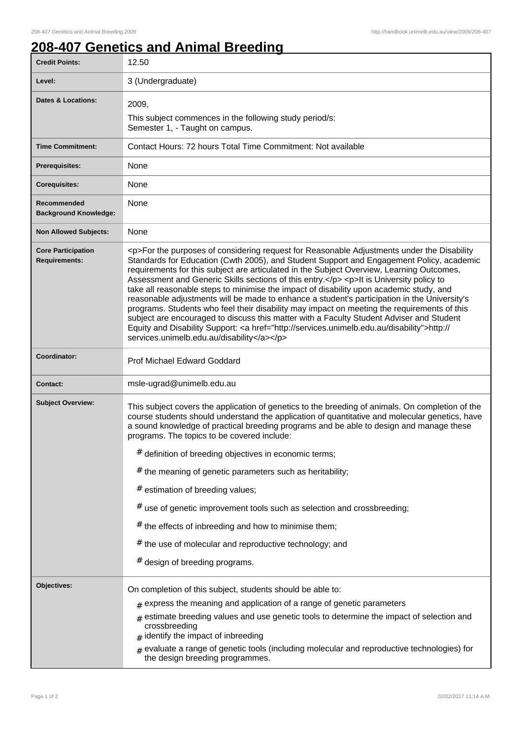# 208-407 Genetics and Animal Breeding

| | |
|---|---|
| **Credit Points:** | 12.50 |
| **Level:** | 3 (Undergraduate) |
| **Dates & Locations:** | 2009,<br>This subject commences in the following study period/s:<br>Semester 1, - Taught on campus. |
| **Time Commitment:** | Contact Hours: 72 hours Total Time Commitment: Not available |
| **Prerequisites:** | None |
| **Corequisites:** | None |
| **Recommended Background Knowledge:** | None |
| **Non Allowed Subjects:** | None |
| **Core Participation Requirements:** | <p>For the purposes of considering request for Reasonable Adjustments under the Disability Standards for Education (Cwth 2005), and Student Support and Engagement Policy, academic requirements for this subject are articulated in the Subject Overview, Learning Outcomes, Assessment and Generic Skills sections of this entry.</p> <p>It is University policy to take all reasonable steps to minimise the impact of disability upon academic study, and reasonable adjustments will be made to enhance a student's participation in the University's programs. Students who feel their disability may impact on meeting the requirements of this subject are encouraged to discuss this matter with a Faculty Student Adviser and Student Equity and Disability Support: <a href="http://services.unimelb.edu.au/disability">http://services.unimelb.edu.au/disability</a></p> |
| **Coordinator:** | Prof Michael Edward Goddard |
| **Contact:** | msle-ugrad@unimelb.edu.au |
| **Subject Overview:** | This subject covers the application of genetics to the breeding of animals. On completion of the course students should understand the application of quantitative and molecular genetics, have a sound knowledge of practical breeding programs and be able to design and manage these programs. The topics to be covered include:<br># definition of breeding objectives in economic terms;<br># the meaning of genetic parameters such as heritability;<br># estimation of breeding values;<br># use of genetic improvement tools such as selection and crossbreeding;<br># the effects of inbreeding and how to minimise them;<br># the use of molecular and reproductive technology; and<br># design of breeding programs. |
| **Objectives:** | On completion of this subject, students should be able to:<br># express the meaning and application of a range of genetic parameters<br># estimate breeding values and use genetic tools to determine the impact of selection and crossbreeding<br># identify the impact of inbreeding<br># evaluate a range of genetic tools (including molecular and reproductive technologies) for the design breeding programmes. |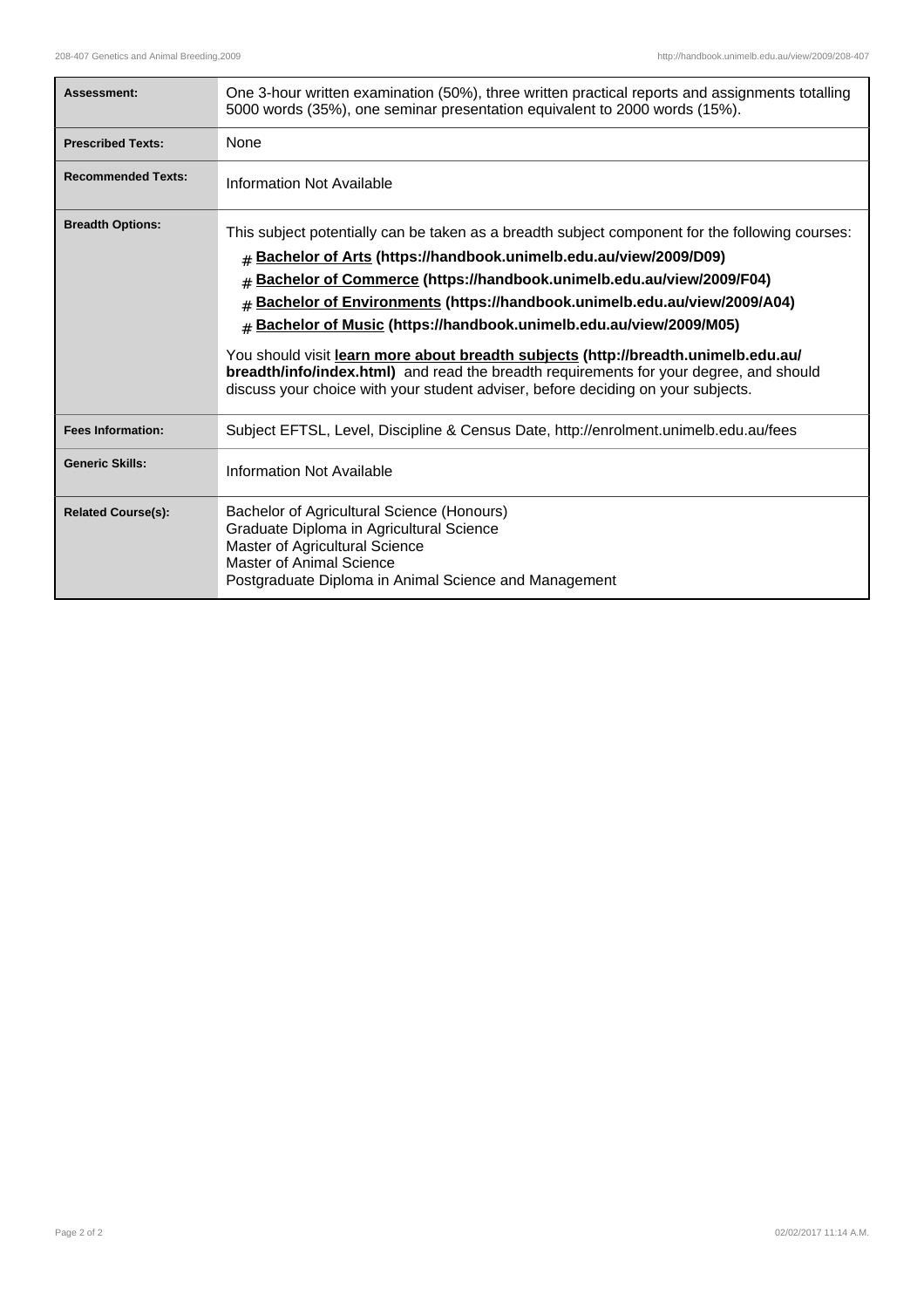| | |
|---|---|
| **Assessment:** | One 3-hour written examination (50%), three written practical reports and assignments totalling 5000 words (35%), one seminar presentation equivalent to 2000 words (15%). |
| **Prescribed Texts:** | None |
| **Recommended Texts:** | Information Not Available |
| **Breadth Options:** | This subject potentially can be taken as a breadth subject component for the following courses:<br># **Bachelor of Arts (https://handbook.unimelb.edu.au/view/2009/D09)**<br># **Bachelor of Commerce (https://handbook.unimelb.edu.au/view/2009/F04)**<br># **Bachelor of Environments (https://handbook.unimelb.edu.au/view/2009/A04)**<br># **Bachelor of Music (https://handbook.unimelb.edu.au/view/2009/M05)**<br>You should visit **learn more about breadth subjects (http://breadth.unimelb.edu.au/breadth/info/index.html)** and read the breadth requirements for your degree, and should discuss your choice with your student adviser, before deciding on your subjects. |
| **Fees Information:** | Subject EFTSL, Level, Discipline & Census Date, http://enrolment.unimelb.edu.au/fees |
| **Generic Skills:** | Information Not Available |
| **Related Course(s):** | Bachelor of Agricultural Science (Honours)<br>Graduate Diploma in Agricultural Science<br>Master of Agricultural Science<br>Master of Animal Science<br>Postgraduate Diploma in Animal Science and Management |